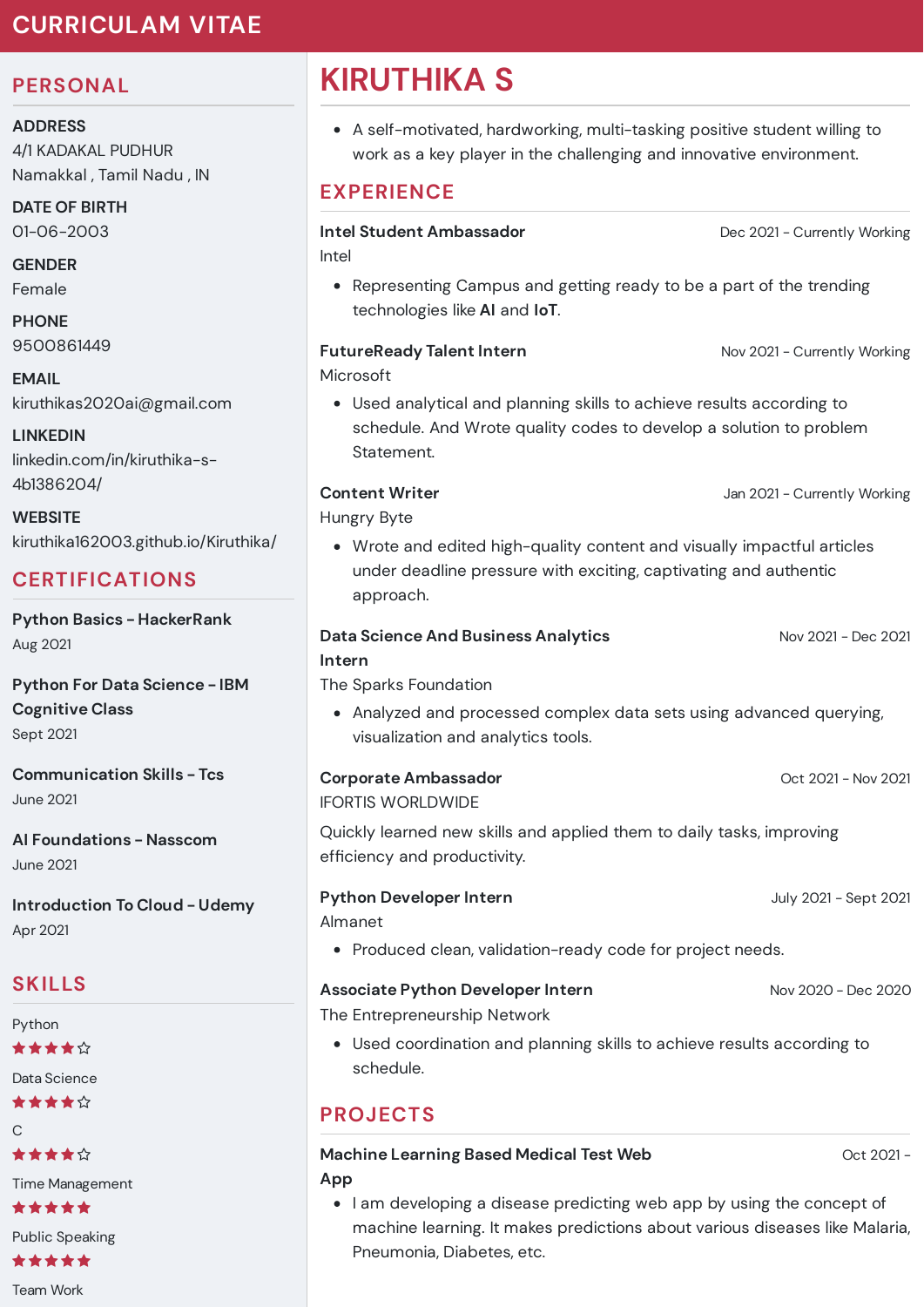# CURRICULAM VITAE

## PERSONAL

**ADDRESS**
4/1 KADAKAL PUDHUR
Namakkal , Tamil Nadu , IN

**DATE OF BIRTH**
01-06-2003

**GENDER**
Female

**PHONE**
9500861449

**EMAIL**
kiruthikas2020ai@gmail.com

**LINKEDIN**
linkedin.com/in/kiruthika-s-4b1386204/

**WEBSITE**
kiruthika162003.github.io/Kiruthika/

## CERTIFICATIONS

**Python Basics - HackerRank**
Aug 2021

**Python For Data Science - IBM Cognitive Class**
Sept 2021

**Communication Skills - Tcs**
June 2021

**AI Foundations - Nasscom**
June 2021

**Introduction To Cloud - Udemy**
Apr 2021

## SKILLS

Python
★★★★☆

Data Science
★★★★☆

C
★★★★☆

Time Management
★★★★★

Public Speaking
★★★★★

Team Work

# KIRUTHIKA S

- A self-motivated, hardworking, multi-tasking positive student willing to work as a key player in the challenging and innovative environment.

## EXPERIENCE

**Intel Student Ambassador** — Dec 2021 - Currently Working
Intel
- Representing Campus and getting ready to be a part of the trending technologies like **AI** and **IoT**.

**FutureReady Talent Intern** — Nov 2021 - Currently Working
Microsoft
- Used analytical and planning skills to achieve results according to schedule. And Wrote quality codes to develop a solution to problem Statement.

**Content Writer** — Jan 2021 - Currently Working
Hungry Byte
- Wrote and edited high-quality content and visually impactful articles under deadline pressure with exciting, captivating and authentic approach.

**Data Science And Business Analytics Intern** — Nov 2021 - Dec 2021
The Sparks Foundation
- Analyzed and processed complex data sets using advanced querying, visualization and analytics tools.

**Corporate Ambassador** — Oct 2021 - Nov 2021
IFORTIS WORLDWIDE

Quickly learned new skills and applied them to daily tasks, improving efficiency and productivity.

**Python Developer Intern** — July 2021 - Sept 2021
Almanet
- Produced clean, validation-ready code for project needs.

**Associate Python Developer Intern** — Nov 2020 - Dec 2020
The Entrepreneurship Network
- Used coordination and planning skills to achieve results according to schedule.

## PROJECTS

**Machine Learning Based Medical Test Web App** — Oct 2021 -
- I am developing a disease predicting web app by using the concept of machine learning. It makes predictions about various diseases like Malaria, Pneumonia, Diabetes, etc.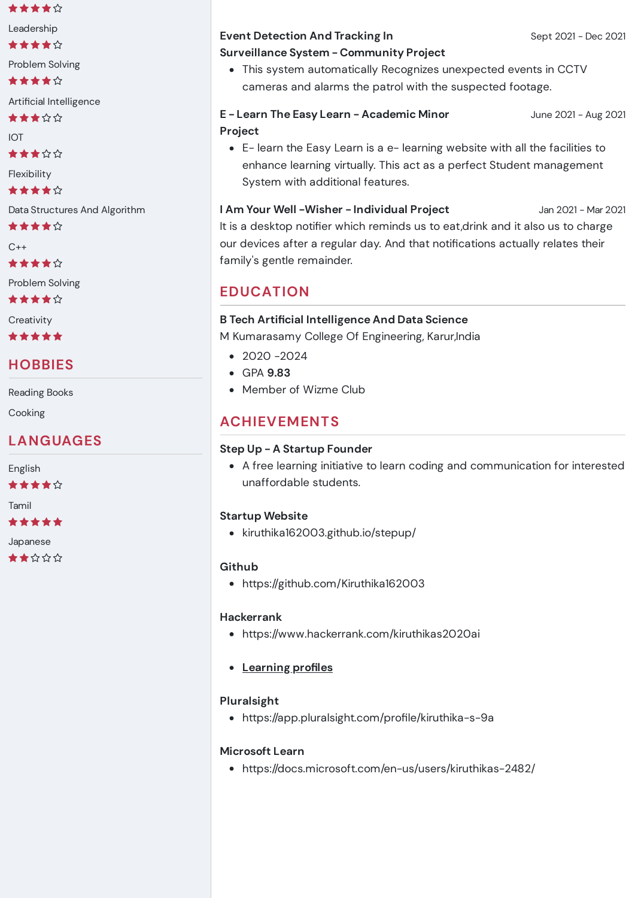★★★★☆

Leadership

★★★★☆

Problem Solving

★★★★☆

Artificial Intelligence

★★★☆☆

IOT

★★★☆☆

Flexibility

★★★★☆

Data Structures And Algorithm

★★★★☆

C++

★★★★☆

Problem Solving

★★★★☆

Creativity

★★★★★

## HOBBIES

Reading Books

Cooking

## LANGUAGES

English

★★★★☆

Tamil

★★★★★

Japanese

★★☆☆☆

**Event Detection And Tracking In Surveillance System - Community Project** Sept 2021 - Dec 2021

- This system automatically Recognizes unexpected events in CCTV cameras and alarms the patrol with the suspected footage.

**E - Learn The Easy Learn - Academic Minor Project** June 2021 - Aug 2021

- E- learn the Easy Learn is a e- learning website with all the facilities to enhance learning virtually. This act as a perfect Student management System with additional features.

**I Am Your Well -Wisher - Individual Project** Jan 2021 - Mar 2021

It is a desktop notifier which reminds us to eat,drink and it also us to charge our devices after a regular day. And that notifications actually relates their family's gentle remainder.

## EDUCATION

**B Tech Artificial Intelligence And Data Science**

M Kumarasamy College Of Engineering, Karur,India

- 2020 -2024
- GPA **9.83**
- Member of Wizme Club

## ACHIEVEMENTS

**Step Up - A Startup Founder**

- A free learning initiative to learn coding and communication for interested unaffordable students.

**Startup Website**

- kiruthika162003.github.io/stepup/

**Github**

- https://github.com/Kiruthika162003

**Hackerrank**

- https://www.hackerrank.com/kiruthikas2020ai

- **Learning profiles**

**Pluralsight**

- https://app.pluralsight.com/profile/kiruthika-s-9a

**Microsoft Learn**

- https://docs.microsoft.com/en-us/users/kiruthikas-2482/